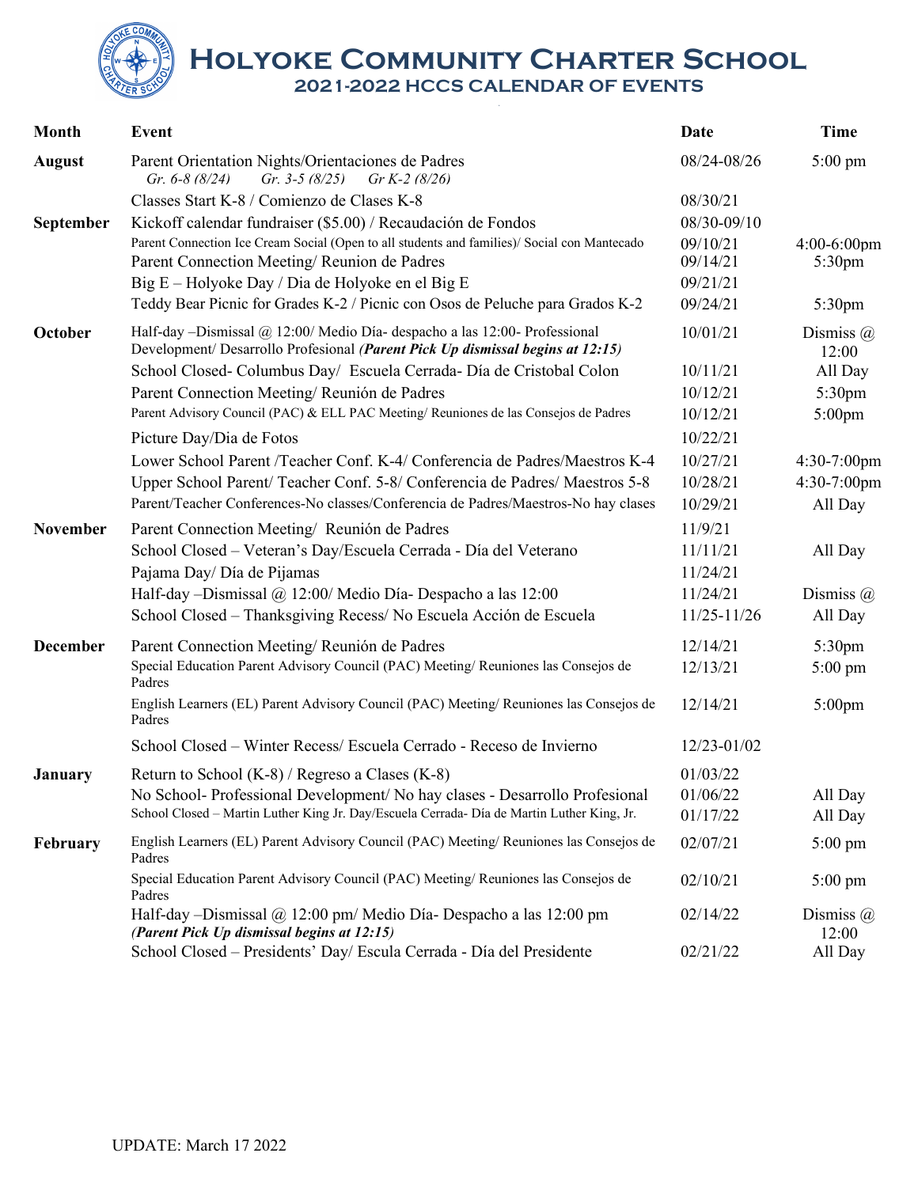# Holyoke Community Charter School

## 2021-2022 HCCS Calendar of Events

| Month | Event | Date | Time |
|---|---|---|---|
| August | Parent Orientation Nights/Orientaciones de Padres *Gr. 6-8 (8/24) Gr. 3-5 (8/25) Gr K-2 (8/26)* | 08/24-08/26 | 5:00 pm |
| | Classes Start K-8 / Comienzo de Clases K-8 | 08/30/21 | |
| September | Kickoff calendar fundraiser ($5.00) / Recaudación de Fondos | 08/30-09/10 | |
| | Parent Connection Ice Cream Social (Open to all students and families)/ Social con Mantecado | 09/10/21 | 4:00-6:00pm |
| | Parent Connection Meeting/ Reunion de Padres | 09/14/21 | 5:30pm |
| | Big E – Holyoke Day / Dia de Holyoke en el Big E | 09/21/21 | |
| | Teddy Bear Picnic for Grades K-2 / Picnic con Osos de Peluche para Grados K-2 | 09/24/21 | 5:30pm |
| October | Half-day –Dismissal @ 12:00/ Medio Día- despacho a las 12:00- Professional Development/ Desarrollo Profesional ***(Parent Pick Up dismissal begins at 12:15)*** | 10/01/21 | Dismiss @ 12:00 |
| | School Closed- Columbus Day/ Escuela Cerrada- Día de Cristobal Colon | 10/11/21 | All Day |
| | Parent Connection Meeting/ Reunión de Padres | 10/12/21 | 5:30pm |
| | Parent Advisory Council (PAC) & ELL PAC Meeting/ Reuniones de las Consejos de Padres | 10/12/21 | 5:00pm |
| | Picture Day/Dia de Fotos | 10/22/21 | |
| | Lower School Parent /Teacher Conf. K-4/ Conferencia de Padres/Maestros K-4 | 10/27/21 | 4:30-7:00pm |
| | Upper School Parent/ Teacher Conf. 5-8/ Conferencia de Padres/ Maestros 5-8 | 10/28/21 | 4:30-7:00pm |
| | Parent/Teacher Conferences-No classes/Conferencia de Padres/Maestros-No hay clases | 10/29/21 | All Day |
| November | Parent Connection Meeting/ Reunión de Padres | 11/9/21 | |
| | School Closed – Veteran's Day/Escuela Cerrada - Día del Veterano | 11/11/21 | All Day |
| | Pajama Day/ Día de Pijamas | 11/24/21 | |
| | Half-day –Dismissal @ 12:00/ Medio Día- Despacho a las 12:00 | 11/24/21 | Dismiss @ |
| | School Closed – Thanksgiving Recess/ No Escuela Acción de Escuela | 11/25-11/26 | All Day |
| December | Parent Connection Meeting/ Reunión de Padres | 12/14/21 | 5:30pm |
| | Special Education Parent Advisory Council (PAC) Meeting/ Reuniones las Consejos de Padres | 12/13/21 | 5:00 pm |
| | English Learners (EL) Parent Advisory Council (PAC) Meeting/ Reuniones las Consejos de Padres | 12/14/21 | 5:00pm |
| | School Closed – Winter Recess/ Escuela Cerrado - Receso de Invierno | 12/23-01/02 | |
| January | Return to School (K-8) / Regreso a Clases (K-8) | 01/03/22 | |
| | No School- Professional Development/ No hay clases - Desarrollo Profesional | 01/06/22 | All Day |
| | School Closed – Martin Luther King Jr. Day/Escuela Cerrada- Día de Martin Luther King, Jr. | 01/17/22 | All Day |
| February | English Learners (EL) Parent Advisory Council (PAC) Meeting/ Reuniones las Consejos de Padres | 02/07/21 | 5:00 pm |
| | Special Education Parent Advisory Council (PAC) Meeting/ Reuniones las Consejos de Padres | 02/10/21 | 5:00 pm |
| | Half-day –Dismissal @ 12:00 pm/ Medio Día- Despacho a las 12:00 pm ***(Parent Pick Up dismissal begins at 12:15)*** | 02/14/22 | Dismiss @ 12:00 |
| | School Closed – Presidents' Day/ Escula Cerrada - Día del Presidente | 02/21/22 | All Day |

UPDATE: March 17 2022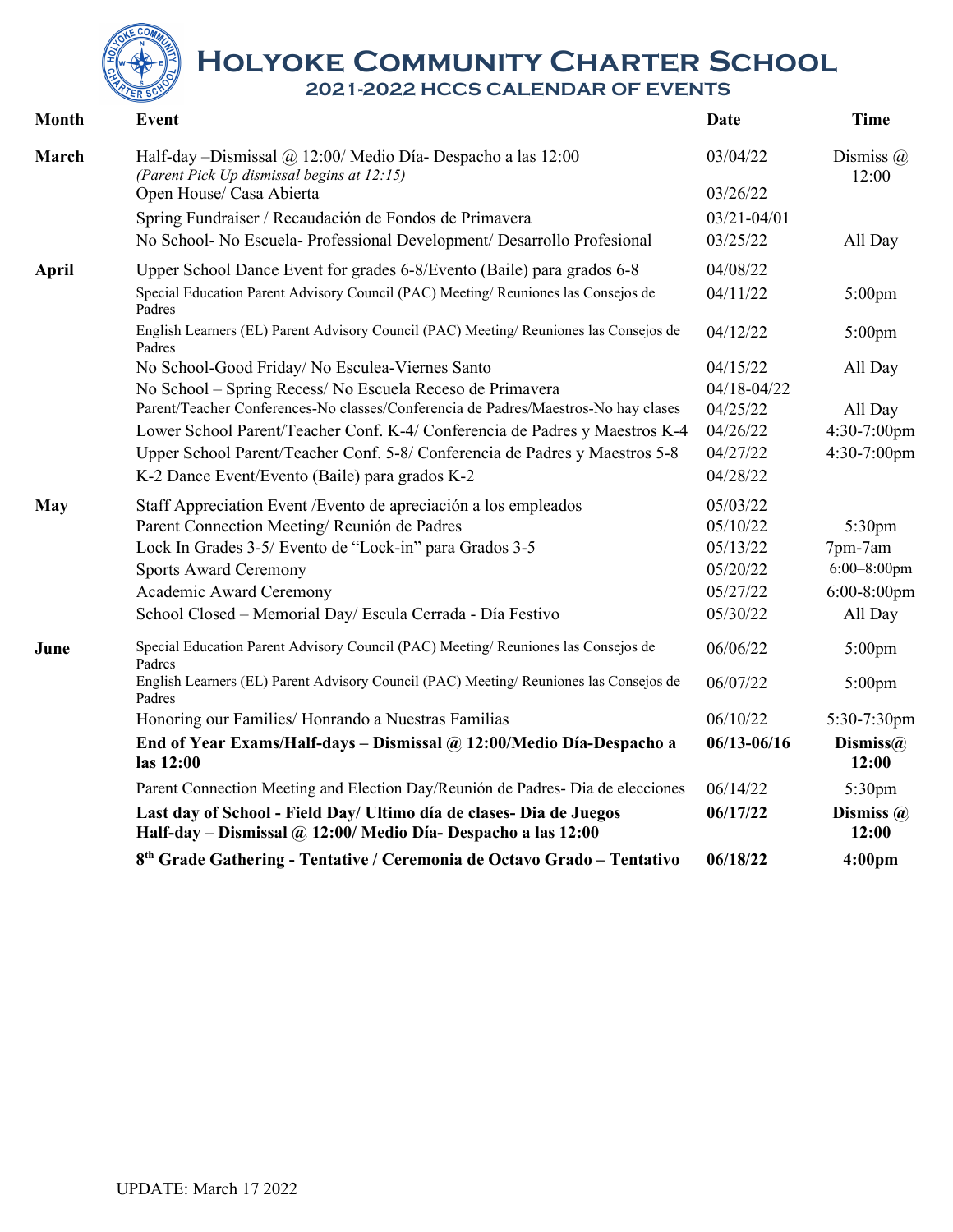# Holyoke Community Charter School

## 2021-2022 HCCS CALENDAR OF EVENTS

| Month | Event | Date | Time |
|---|---|---|---|
| **March** | Half-day –Dismissal @ 12:00/ Medio Día- Despacho a las 12:00 *(Parent Pick Up dismissal begins at 12:15)* | 03/04/22 | Dismiss @ 12:00 |
| | Open House/ Casa Abierta | 03/26/22 | |
| | Spring Fundraiser / Recaudación de Fondos de Primavera | 03/21-04/01 | |
| | No School- No Escuela- Professional Development/ Desarrollo Profesional | 03/25/22 | All Day |
| **April** | Upper School Dance Event for grades 6-8/Evento (Baile) para grados 6-8 | 04/08/22 | |
| | Special Education Parent Advisory Council (PAC) Meeting/ Reuniones las Consejos de Padres | 04/11/22 | 5:00pm |
| | English Learners (EL) Parent Advisory Council (PAC) Meeting/ Reuniones las Consejos de Padres | 04/12/22 | 5:00pm |
| | No School-Good Friday/ No Esculea-Viernes Santo | 04/15/22 | All Day |
| | No School – Spring Recess/ No Escuela Receso de Primavera | 04/18-04/22 | |
| | Parent/Teacher Conferences-No classes/Conferencia de Padres/Maestros-No hay clases | 04/25/22 | All Day |
| | Lower School Parent/Teacher Conf. K-4/ Conferencia de Padres y Maestros K-4 | 04/26/22 | 4:30-7:00pm |
| | Upper School Parent/Teacher Conf. 5-8/ Conferencia de Padres y Maestros 5-8 | 04/27/22 | 4:30-7:00pm |
| | K-2 Dance Event/Evento (Baile) para grados K-2 | 04/28/22 | |
| **May** | Staff Appreciation Event /Evento de apreciación a los empleados | 05/03/22 | |
| | Parent Connection Meeting/ Reunión de Padres | 05/10/22 | 5:30pm |
| | Lock In Grades 3-5/ Evento de "Lock-in" para Grados 3-5 | 05/13/22 | 7pm-7am |
| | Sports Award Ceremony | 05/20/22 | 6:00–8:00pm |
| | Academic Award Ceremony | 05/27/22 | 6:00-8:00pm |
| | School Closed – Memorial Day/ Escula Cerrada - Día Festivo | 05/30/22 | All Day |
| **June** | Special Education Parent Advisory Council (PAC) Meeting/ Reuniones las Consejos de Padres | 06/06/22 | 5:00pm |
| | English Learners (EL) Parent Advisory Council (PAC) Meeting/ Reuniones las Consejos de Padres | 06/07/22 | 5:00pm |
| | Honoring our Families/ Honrando a Nuestras Familias | 06/10/22 | 5:30-7:30pm |
| | **End of Year Exams/Half-days – Dismissal @ 12:00/Medio Día-Despacho a las 12:00** | **06/13-06/16** | **Dismiss@ 12:00** |
| | Parent Connection Meeting and Election Day/Reunión de Padres- Dia de elecciones | 06/14/22 | 5:30pm |
| | **Last day of School - Field Day/ Ultimo día de clases- Dia de Juegos Half-day – Dismissal @ 12:00/ Medio Día- Despacho a las 12:00** | **06/17/22** | **Dismiss @ 12:00** |
| | **8th Grade Gathering - Tentative / Ceremonia de Octavo Grado – Tentativo** | **06/18/22** | **4:00pm** |

UPDATE: March 17 2022